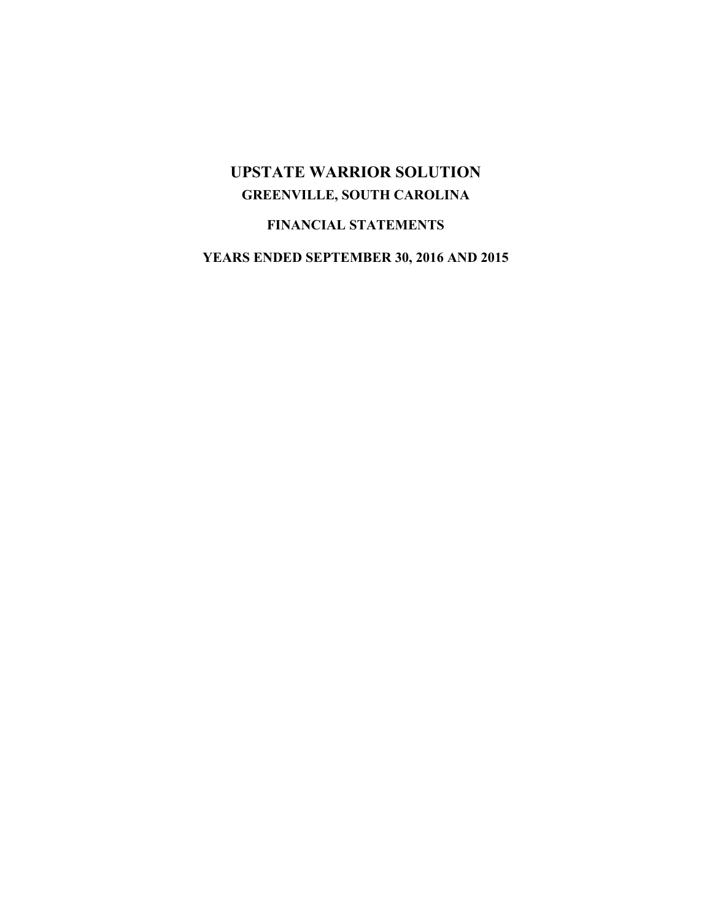# UPSTATE WARRIOR SOLUTION

## GREENVILLE, SOUTH CAROLINA

## FINANCIAL STATEMENTS

## YEARS ENDED SEPTEMBER 30, 2016 AND 2015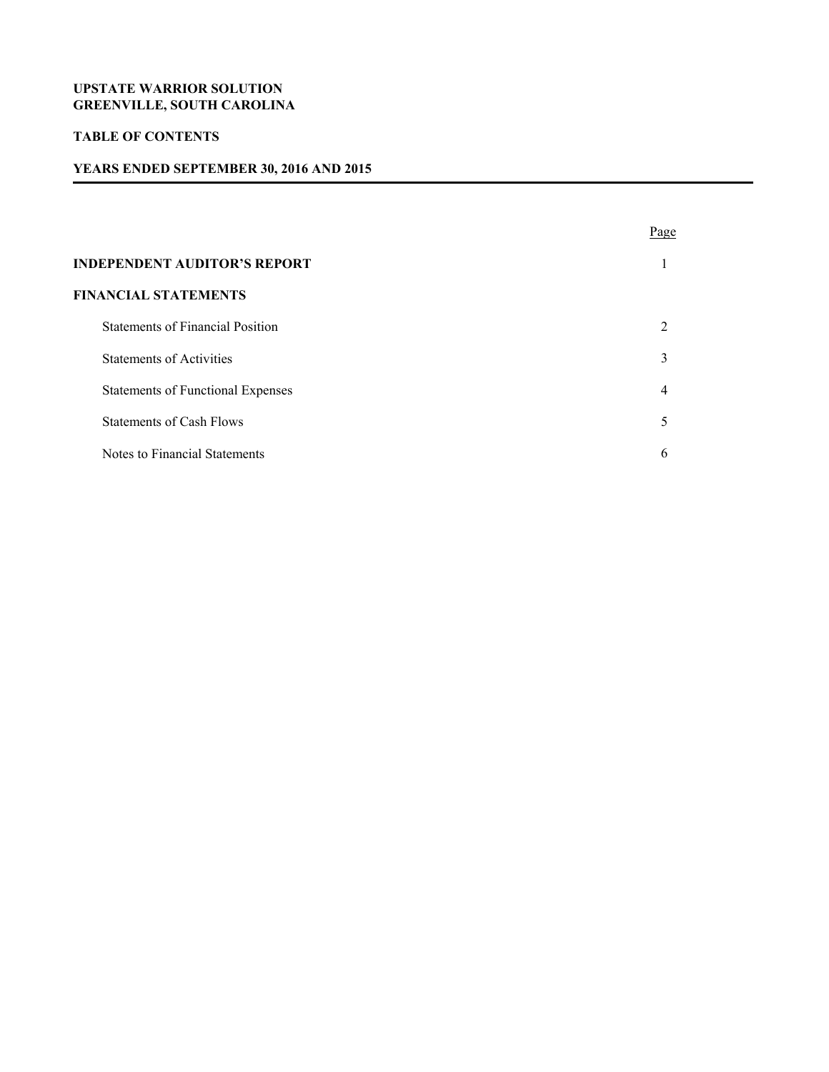**UPSTATE WARRIOR SOLUTION**
**GREENVILLE, SOUTH CAROLINA**

**TABLE OF CONTENTS**

**YEARS ENDED SEPTEMBER 30, 2016 AND 2015**

| | Page |
|---|---|
| **INDEPENDENT AUDITOR'S REPORT** | 1 |
| **FINANCIAL STATEMENTS** | |
| Statements of Financial Position | 2 |
| Statements of Activities | 3 |
| Statements of Functional Expenses | 4 |
| Statements of Cash Flows | 5 |
| Notes to Financial Statements | 6 |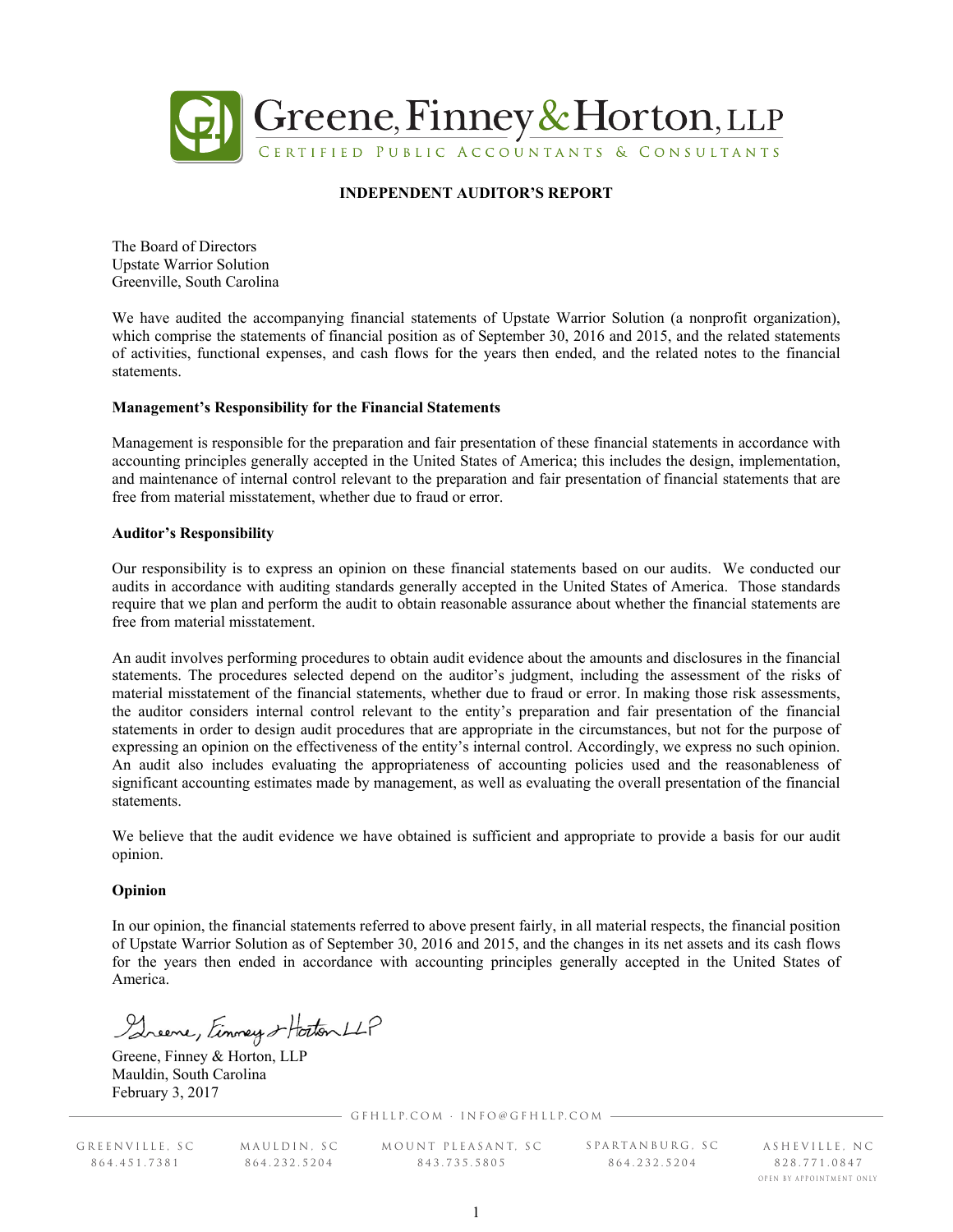Greene, Finney & Horton, LLP
CERTIFIED PUBLIC ACCOUNTANTS & CONSULTANTS

## INDEPENDENT AUDITOR'S REPORT

The Board of Directors
Upstate Warrior Solution
Greenville, South Carolina

We have audited the accompanying financial statements of Upstate Warrior Solution (a nonprofit organization), which comprise the statements of financial position as of September 30, 2016 and 2015, and the related statements of activities, functional expenses, and cash flows for the years then ended, and the related notes to the financial statements.

**Management's Responsibility for the Financial Statements**

Management is responsible for the preparation and fair presentation of these financial statements in accordance with accounting principles generally accepted in the United States of America; this includes the design, implementation, and maintenance of internal control relevant to the preparation and fair presentation of financial statements that are free from material misstatement, whether due to fraud or error.

**Auditor's Responsibility**

Our responsibility is to express an opinion on these financial statements based on our audits. We conducted our audits in accordance with auditing standards generally accepted in the United States of America. Those standards require that we plan and perform the audit to obtain reasonable assurance about whether the financial statements are free from material misstatement.

An audit involves performing procedures to obtain audit evidence about the amounts and disclosures in the financial statements. The procedures selected depend on the auditor's judgment, including the assessment of the risks of material misstatement of the financial statements, whether due to fraud or error. In making those risk assessments, the auditor considers internal control relevant to the entity's preparation and fair presentation of the financial statements in order to design audit procedures that are appropriate in the circumstances, but not for the purpose of expressing an opinion on the effectiveness of the entity's internal control. Accordingly, we express no such opinion. An audit also includes evaluating the appropriateness of accounting policies used and the reasonableness of significant accounting estimates made by management, as well as evaluating the overall presentation of the financial statements.

We believe that the audit evidence we have obtained is sufficient and appropriate to provide a basis for our audit opinion.

**Opinion**

In our opinion, the financial statements referred to above present fairly, in all material respects, the financial position of Upstate Warrior Solution as of September 30, 2016 and 2015, and the changes in its net assets and its cash flows for the years then ended in accordance with accounting principles generally accepted in the United States of America.

Greene, Finney & Horton LLP

Greene, Finney & Horton, LLP
Mauldin, South Carolina
February 3, 2017

GFHLLP.COM · INFO@GFHLLP.COM

GREENVILLE, SC 864.451.7381 MAULDIN, SC 864.232.5204 MOUNT PLEASANT, SC 843.735.5805 SPARTANBURG, SC 864.232.5204 ASHEVILLE, NC 828.771.0847 OPEN BY APPOINTMENT ONLY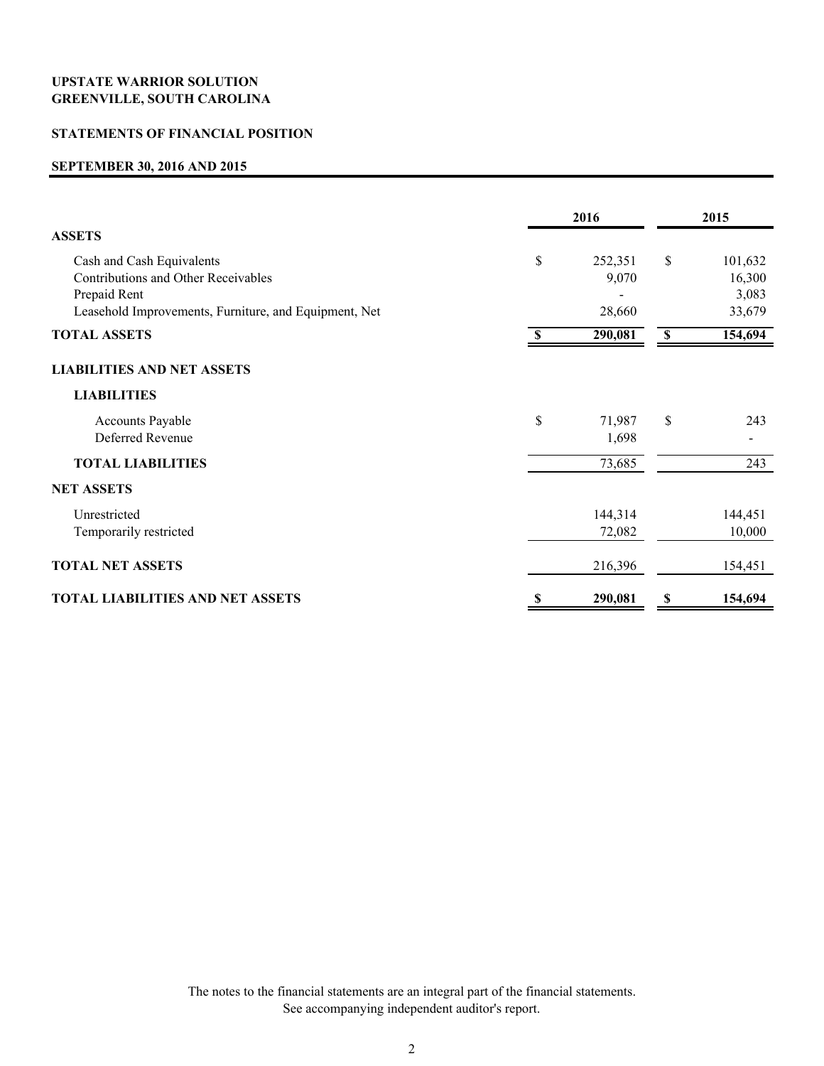**UPSTATE WARRIOR SOLUTION**
**GREENVILLE, SOUTH CAROLINA**

**STATEMENTS OF FINANCIAL POSITION**

**SEPTEMBER 30, 2016 AND 2015**

| | 2016 | 2015 |
|---|---|---|
| **ASSETS** | | |
| Cash and Cash Equivalents | $ 252,351 | $ 101,632 |
| Contributions and Other Receivables | 9,070 | 16,300 |
| Prepaid Rent | - | 3,083 |
| Leasehold Improvements, Furniture, and Equipment, Net | 28,660 | 33,679 |
| **TOTAL ASSETS** | **$ 290,081** | **$ 154,694** |
| **LIABILITIES AND NET ASSETS** | | |
| **LIABILITIES** | | |
| Accounts Payable | $ 71,987 | $ 243 |
| Deferred Revenue | 1,698 | - |
| **TOTAL LIABILITIES** | 73,685 | 243 |
| **NET ASSETS** | | |
| Unrestricted | 144,314 | 144,451 |
| Temporarily restricted | 72,082 | 10,000 |
| **TOTAL NET ASSETS** | 216,396 | 154,451 |
| **TOTAL LIABILITIES AND NET ASSETS** | **$ 290,081** | **$ 154,694** |

The notes to the financial statements are an integral part of the financial statements.
See accompanying independent auditor's report.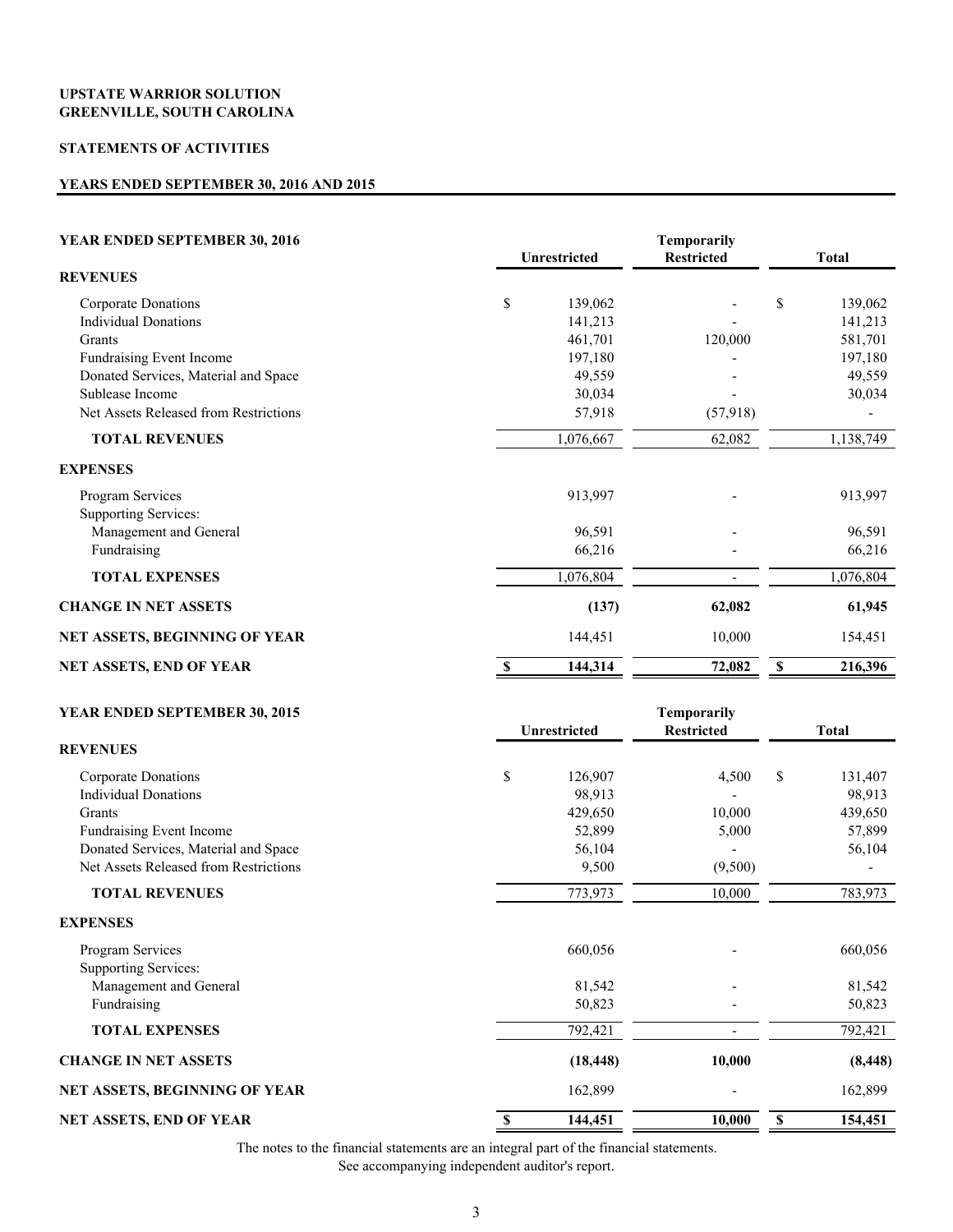**UPSTATE WARRIOR SOLUTION**
**GREENVILLE, SOUTH CAROLINA**

**STATEMENTS OF ACTIVITIES**

**YEARS ENDED SEPTEMBER 30, 2016 AND 2015**

| YEAR ENDED SEPTEMBER 30, 2016 | Unrestricted | Temporarily Restricted | Total |
|---|---|---|---|
| **REVENUES** | | | |
| Corporate Donations | $ 139,062 | - | $ 139,062 |
| Individual Donations | 141,213 | - | 141,213 |
| Grants | 461,701 | 120,000 | 581,701 |
| Fundraising Event Income | 197,180 | - | 197,180 |
| Donated Services, Material and Space | 49,559 | - | 49,559 |
| Sublease Income | 30,034 | - | 30,034 |
| Net Assets Released from Restrictions | 57,918 | (57,918) | - |
| **TOTAL REVENUES** | 1,076,667 | 62,082 | 1,138,749 |
| **EXPENSES** | | | |
| Program Services | 913,997 | - | 913,997 |
| Supporting Services: | | | |
| Management and General | 96,591 | - | 96,591 |
| Fundraising | 66,216 | - | 66,216 |
| **TOTAL EXPENSES** | 1,076,804 | - | 1,076,804 |
| **CHANGE IN NET ASSETS** | **(137)** | **62,082** | **61,945** |
| **NET ASSETS, BEGINNING OF YEAR** | 144,451 | 10,000 | 154,451 |
| **NET ASSETS, END OF YEAR** | **$ 144,314** | **72,082** | **$ 216,396** |

| YEAR ENDED SEPTEMBER 30, 2015 | Unrestricted | Temporarily Restricted | Total |
|---|---|---|---|
| **REVENUES** | | | |
| Corporate Donations | $ 126,907 | 4,500 | $ 131,407 |
| Individual Donations | 98,913 | - | 98,913 |
| Grants | 429,650 | 10,000 | 439,650 |
| Fundraising Event Income | 52,899 | 5,000 | 57,899 |
| Donated Services, Material and Space | 56,104 | - | 56,104 |
| Net Assets Released from Restrictions | 9,500 | (9,500) | - |
| **TOTAL REVENUES** | 773,973 | 10,000 | 783,973 |
| **EXPENSES** | | | |
| Program Services | 660,056 | - | 660,056 |
| Supporting Services: | | | |
| Management and General | 81,542 | - | 81,542 |
| Fundraising | 50,823 | - | 50,823 |
| **TOTAL EXPENSES** | 792,421 | - | 792,421 |
| **CHANGE IN NET ASSETS** | **(18,448)** | **10,000** | **(8,448)** |
| **NET ASSETS, BEGINNING OF YEAR** | 162,899 | - | 162,899 |
| **NET ASSETS, END OF YEAR** | **$ 144,451** | **10,000** | **$ 154,451** |

The notes to the financial statements are an integral part of the financial statements.
See accompanying independent auditor's report.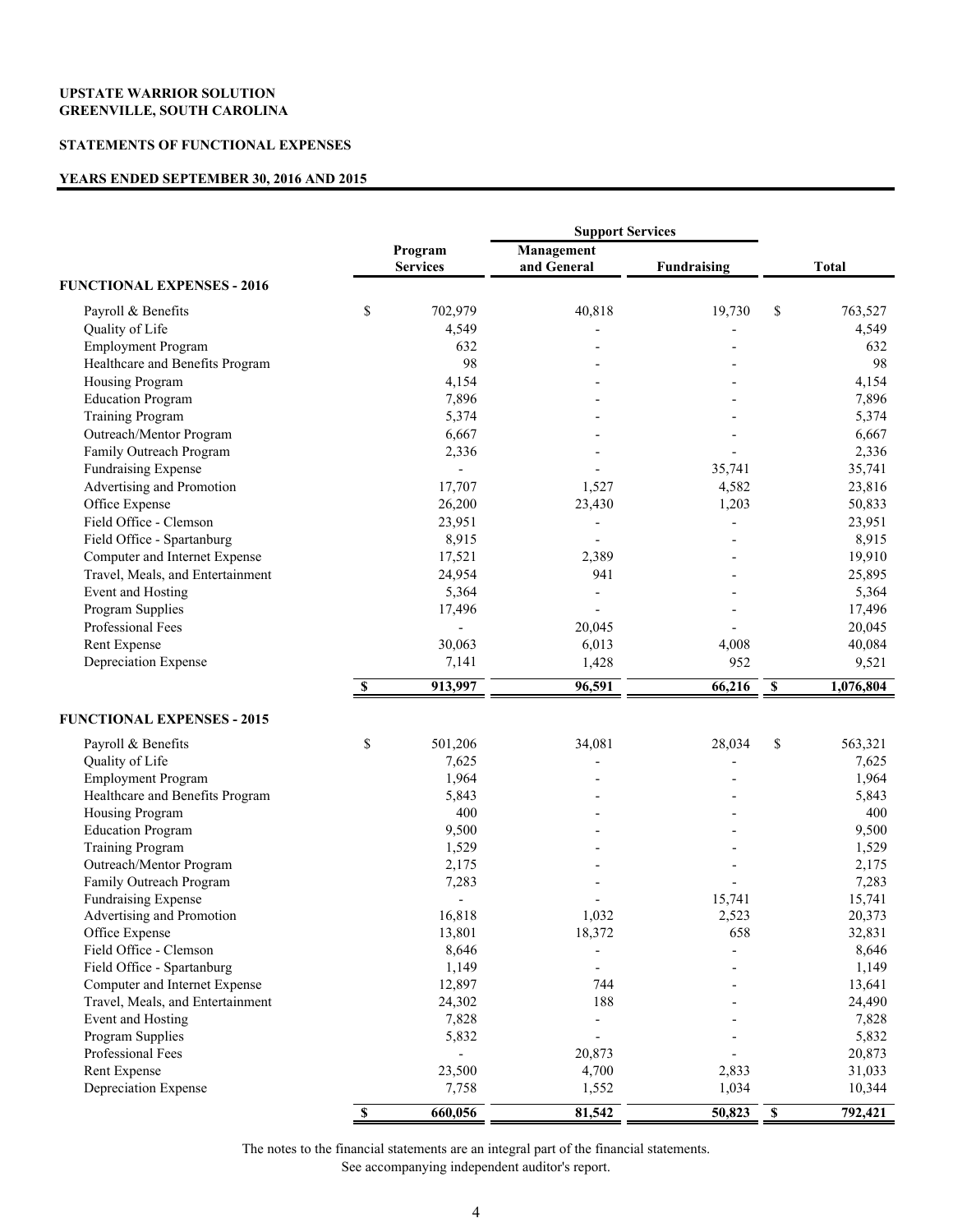**UPSTATE WARRIOR SOLUTION**
**GREENVILLE, SOUTH CAROLINA**

**STATEMENTS OF FUNCTIONAL EXPENSES**

**YEARS ENDED SEPTEMBER 30, 2016 AND 2015**

| | Program Services | Support Services | | Total |
|---|---|---|---|---|
| | | Management and General | Fundraising | |
| **FUNCTIONAL EXPENSES - 2016** | | | | |
| Payroll & Benefits | $ 702,979 | 40,818 | 19,730 | $ 763,527 |
| Quality of Life | 4,549 | - | - | 4,549 |
| Employment Program | 632 | - | - | 632 |
| Healthcare and Benefits Program | 98 | - | - | 98 |
| Housing Program | 4,154 | - | - | 4,154 |
| Education Program | 7,896 | - | - | 7,896 |
| Training Program | 5,374 | - | - | 5,374 |
| Outreach/Mentor Program | 6,667 | - | - | 6,667 |
| Family Outreach Program | 2,336 | - | - | 2,336 |
| Fundraising Expense | - | - | 35,741 | 35,741 |
| Advertising and Promotion | 17,707 | 1,527 | 4,582 | 23,816 |
| Office Expense | 26,200 | 23,430 | 1,203 | 50,833 |
| Field Office - Clemson | 23,951 | - | - | 23,951 |
| Field Office - Spartanburg | 8,915 | - | - | 8,915 |
| Computer and Internet Expense | 17,521 | 2,389 | - | 19,910 |
| Travel, Meals, and Entertainment | 24,954 | 941 | - | 25,895 |
| Event and Hosting | 5,364 | - | - | 5,364 |
| Program Supplies | 17,496 | - | - | 17,496 |
| Professional Fees | - | 20,045 | - | 20,045 |
| Rent Expense | 30,063 | 6,013 | 4,008 | 40,084 |
| Depreciation Expense | 7,141 | 1,428 | 952 | 9,521 |
| | **$ 913,997** | **96,591** | **66,216** | **$ 1,076,804** |
| **FUNCTIONAL EXPENSES - 2015** | | | | |
| Payroll & Benefits | $ 501,206 | 34,081 | 28,034 | $ 563,321 |
| Quality of Life | 7,625 | - | - | 7,625 |
| Employment Program | 1,964 | - | - | 1,964 |
| Healthcare and Benefits Program | 5,843 | - | - | 5,843 |
| Housing Program | 400 | - | - | 400 |
| Education Program | 9,500 | - | - | 9,500 |
| Training Program | 1,529 | - | - | 1,529 |
| Outreach/Mentor Program | 2,175 | - | - | 2,175 |
| Family Outreach Program | 7,283 | - | - | 7,283 |
| Fundraising Expense | - | - | 15,741 | 15,741 |
| Advertising and Promotion | 16,818 | 1,032 | 2,523 | 20,373 |
| Office Expense | 13,801 | 18,372 | 658 | 32,831 |
| Field Office - Clemson | 8,646 | - | - | 8,646 |
| Field Office - Spartanburg | 1,149 | - | - | 1,149 |
| Computer and Internet Expense | 12,897 | 744 | - | 13,641 |
| Travel, Meals, and Entertainment | 24,302 | 188 | - | 24,490 |
| Event and Hosting | 7,828 | - | - | 7,828 |
| Program Supplies | 5,832 | - | - | 5,832 |
| Professional Fees | - | 20,873 | - | 20,873 |
| Rent Expense | 23,500 | 4,700 | 2,833 | 31,033 |
| Depreciation Expense | 7,758 | 1,552 | 1,034 | 10,344 |
| | **$ 660,056** | **81,542** | **50,823** | **$ 792,421** |

The notes to the financial statements are an integral part of the financial statements.
See accompanying independent auditor's report.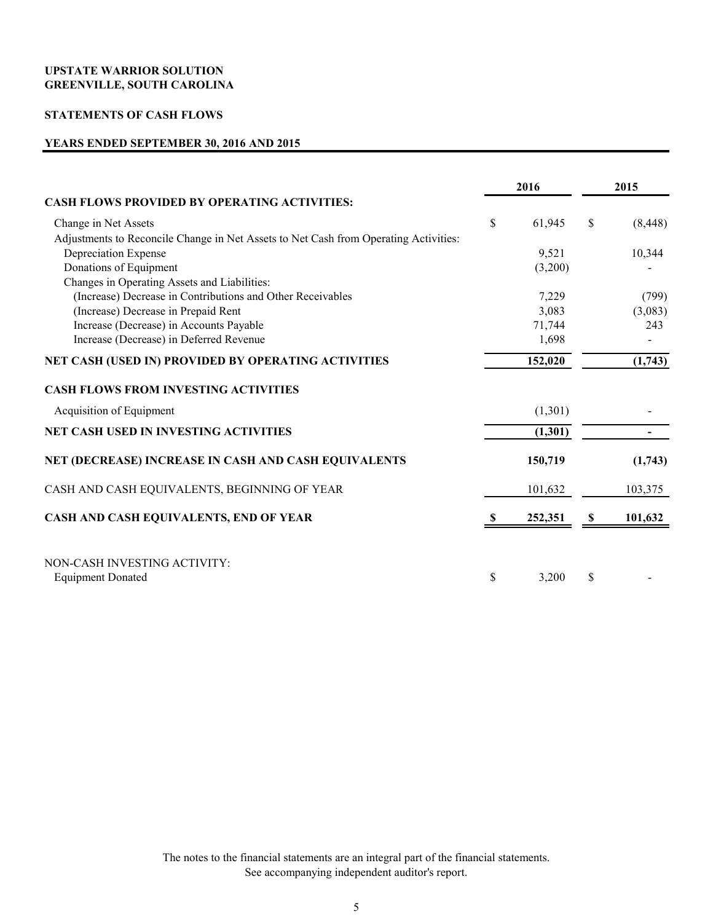**UPSTATE WARRIOR SOLUTION**
**GREENVILLE, SOUTH CAROLINA**

**STATEMENTS OF CASH FLOWS**

**YEARS ENDED SEPTEMBER 30, 2016 AND 2015**

| | 2016 | 2015 |
|---|---|---|
| **CASH FLOWS PROVIDED BY OPERATING ACTIVITIES:** | | |
| Change in Net Assets | $ 61,945 | $ (8,448) |
| Adjustments to Reconcile Change in Net Assets to Net Cash from Operating Activities: | | |
| Depreciation Expense | 9,521 | 10,344 |
| Donations of Equipment | (3,200) | - |
| Changes in Operating Assets and Liabilities: | | |
| (Increase) Decrease in Contributions and Other Receivables | 7,229 | (799) |
| (Increase) Decrease in Prepaid Rent | 3,083 | (3,083) |
| Increase (Decrease) in Accounts Payable | 71,744 | 243 |
| Increase (Decrease) in Deferred Revenue | 1,698 | - |
| **NET CASH (USED IN) PROVIDED BY OPERATING ACTIVITIES** | **152,020** | **(1,743)** |
| **CASH FLOWS FROM INVESTING ACTIVITIES** | | |
| Acquisition of Equipment | (1,301) | - |
| **NET CASH USED IN INVESTING ACTIVITIES** | **(1,301)** | **-** |
| **NET (DECREASE) INCREASE IN CASH AND CASH EQUIVALENTS** | **150,719** | **(1,743)** |
| CASH AND CASH EQUIVALENTS, BEGINNING OF YEAR | 101,632 | 103,375 |
| **CASH AND CASH EQUIVALENTS, END OF YEAR** | **$ 252,351** | **$ 101,632** |
| NON-CASH INVESTING ACTIVITY: | | |
| Equipment Donated | $ 3,200 | $ - |

The notes to the financial statements are an integral part of the financial statements.
See accompanying independent auditor's report.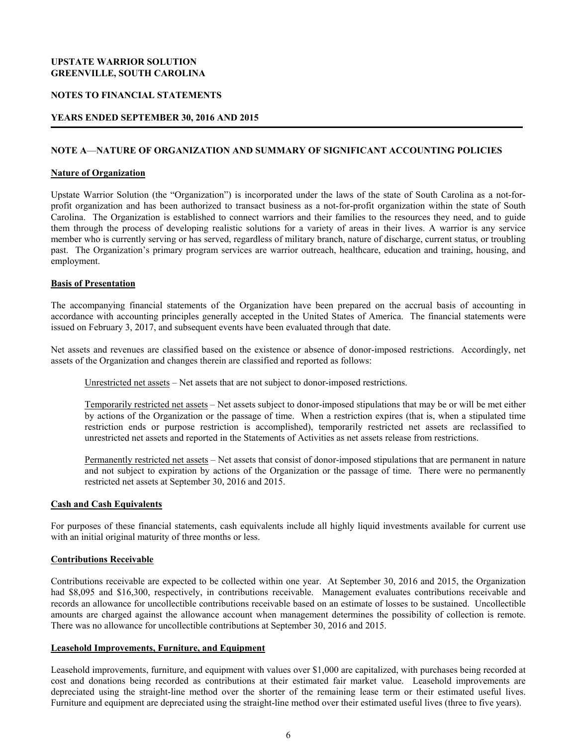**UPSTATE WARRIOR SOLUTION**
**GREENVILLE, SOUTH CAROLINA**

**NOTES TO FINANCIAL STATEMENTS**

**YEARS ENDED SEPTEMBER 30, 2016 AND 2015**

---

## NOTE A—NATURE OF ORGANIZATION AND SUMMARY OF SIGNIFICANT ACCOUNTING POLICIES

### Nature of Organization

Upstate Warrior Solution (the "Organization") is incorporated under the laws of the state of South Carolina as a not-for-profit organization and has been authorized to transact business as a not-for-profit organization within the state of South Carolina. The Organization is established to connect warriors and their families to the resources they need, and to guide them through the process of developing realistic solutions for a variety of areas in their lives. A warrior is any service member who is currently serving or has served, regardless of military branch, nature of discharge, current status, or troubling past. The Organization's primary program services are warrior outreach, healthcare, education and training, housing, and employment.

### Basis of Presentation

The accompanying financial statements of the Organization have been prepared on the accrual basis of accounting in accordance with accounting principles generally accepted in the United States of America. The financial statements were issued on February 3, 2017, and subsequent events have been evaluated through that date.

Net assets and revenues are classified based on the existence or absence of donor-imposed restrictions. Accordingly, net assets of the Organization and changes therein are classified and reported as follows:

Unrestricted net assets – Net assets that are not subject to donor-imposed restrictions.

Temporarily restricted net assets – Net assets subject to donor-imposed stipulations that may be or will be met either by actions of the Organization or the passage of time. When a restriction expires (that is, when a stipulated time restriction ends or purpose restriction is accomplished), temporarily restricted net assets are reclassified to unrestricted net assets and reported in the Statements of Activities as net assets release from restrictions.

Permanently restricted net assets – Net assets that consist of donor-imposed stipulations that are permanent in nature and not subject to expiration by actions of the Organization or the passage of time. There were no permanently restricted net assets at September 30, 2016 and 2015.

### Cash and Cash Equivalents

For purposes of these financial statements, cash equivalents include all highly liquid investments available for current use with an initial original maturity of three months or less.

### Contributions Receivable

Contributions receivable are expected to be collected within one year. At September 30, 2016 and 2015, the Organization had $8,095 and $16,300, respectively, in contributions receivable. Management evaluates contributions receivable and records an allowance for uncollectible contributions receivable based on an estimate of losses to be sustained. Uncollectible amounts are charged against the allowance account when management determines the possibility of collection is remote. There was no allowance for uncollectible contributions at September 30, 2016 and 2015.

### Leasehold Improvements, Furniture, and Equipment

Leasehold improvements, furniture, and equipment with values over $1,000 are capitalized, with purchases being recorded at cost and donations being recorded as contributions at their estimated fair market value. Leasehold improvements are depreciated using the straight-line method over the shorter of the remaining lease term or their estimated useful lives. Furniture and equipment are depreciated using the straight-line method over their estimated useful lives (three to five years).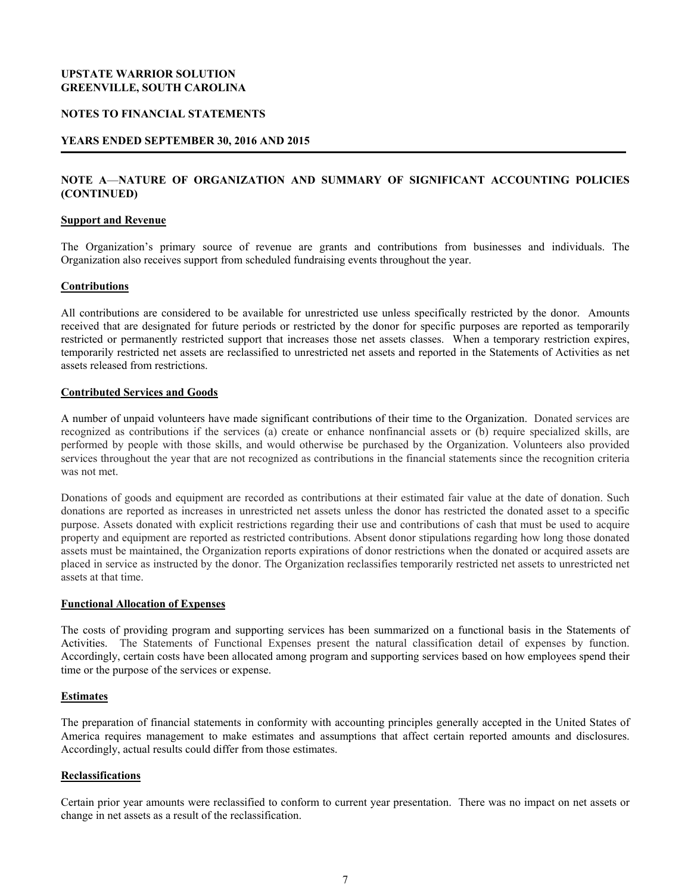**UPSTATE WARRIOR SOLUTION**
**GREENVILLE, SOUTH CAROLINA**

**NOTES TO FINANCIAL STATEMENTS**

**YEARS ENDED SEPTEMBER 30, 2016 AND 2015**

## NOTE A—NATURE OF ORGANIZATION AND SUMMARY OF SIGNIFICANT ACCOUNTING POLICIES (CONTINUED)

### Support and Revenue

The Organization's primary source of revenue are grants and contributions from businesses and individuals. The Organization also receives support from scheduled fundraising events throughout the year.

### Contributions

All contributions are considered to be available for unrestricted use unless specifically restricted by the donor. Amounts received that are designated for future periods or restricted by the donor for specific purposes are reported as temporarily restricted or permanently restricted support that increases those net assets classes. When a temporary restriction expires, temporarily restricted net assets are reclassified to unrestricted net assets and reported in the Statements of Activities as net assets released from restrictions.

### Contributed Services and Goods

A number of unpaid volunteers have made significant contributions of their time to the Organization. Donated services are recognized as contributions if the services (a) create or enhance nonfinancial assets or (b) require specialized skills, are performed by people with those skills, and would otherwise be purchased by the Organization. Volunteers also provided services throughout the year that are not recognized as contributions in the financial statements since the recognition criteria was not met.

Donations of goods and equipment are recorded as contributions at their estimated fair value at the date of donation. Such donations are reported as increases in unrestricted net assets unless the donor has restricted the donated asset to a specific purpose. Assets donated with explicit restrictions regarding their use and contributions of cash that must be used to acquire property and equipment are reported as restricted contributions. Absent donor stipulations regarding how long those donated assets must be maintained, the Organization reports expirations of donor restrictions when the donated or acquired assets are placed in service as instructed by the donor. The Organization reclassifies temporarily restricted net assets to unrestricted net assets at that time.

### Functional Allocation of Expenses

The costs of providing program and supporting services has been summarized on a functional basis in the Statements of Activities. The Statements of Functional Expenses present the natural classification detail of expenses by function. Accordingly, certain costs have been allocated among program and supporting services based on how employees spend their time or the purpose of the services or expense.

### Estimates

The preparation of financial statements in conformity with accounting principles generally accepted in the United States of America requires management to make estimates and assumptions that affect certain reported amounts and disclosures. Accordingly, actual results could differ from those estimates.

### Reclassifications

Certain prior year amounts were reclassified to conform to current year presentation. There was no impact on net assets or change in net assets as a result of the reclassification.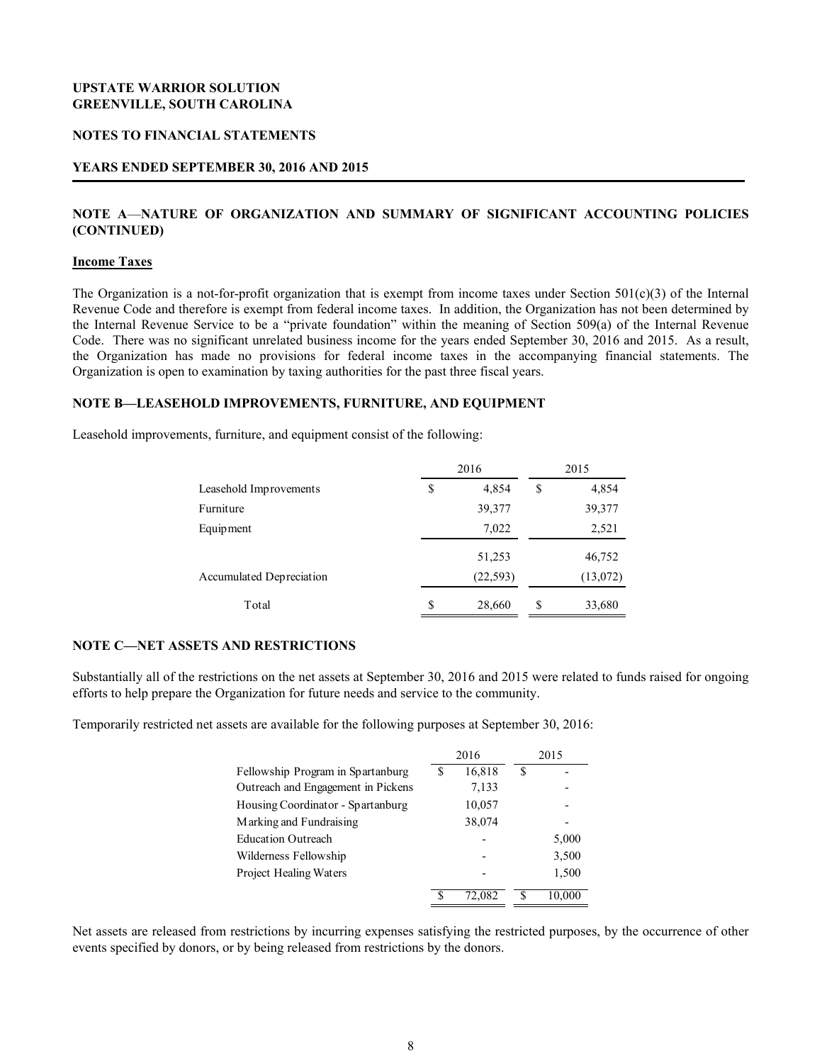**UPSTATE WARRIOR SOLUTION**
**GREENVILLE, SOUTH CAROLINA**

**NOTES TO FINANCIAL STATEMENTS**

**YEARS ENDED SEPTEMBER 30, 2016 AND 2015**

## NOTE A—NATURE OF ORGANIZATION AND SUMMARY OF SIGNIFICANT ACCOUNTING POLICIES (CONTINUED)

### Income Taxes

The Organization is a not-for-profit organization that is exempt from income taxes under Section 501(c)(3) of the Internal Revenue Code and therefore is exempt from federal income taxes. In addition, the Organization has not been determined by the Internal Revenue Service to be a "private foundation" within the meaning of Section 509(a) of the Internal Revenue Code. There was no significant unrelated business income for the years ended September 30, 2016 and 2015. As a result, the Organization has made no provisions for federal income taxes in the accompanying financial statements. The Organization is open to examination by taxing authorities for the past three fiscal years.

## NOTE B—LEASEHOLD IMPROVEMENTS, FURNITURE, AND EQUIPMENT

Leasehold improvements, furniture, and equipment consist of the following:

| | 2016 | 2015 |
|---|---|---|
| Leasehold Improvements | $ 4,854 | $ 4,854 |
| Furniture | 39,377 | 39,377 |
| Equipment | 7,022 | 2,521 |
| | 51,253 | 46,752 |
| Accumulated Depreciation | (22,593) | (13,072) |
| Total | $ 28,660 | $ 33,680 |

## NOTE C—NET ASSETS AND RESTRICTIONS

Substantially all of the restrictions on the net assets at September 30, 2016 and 2015 were related to funds raised for ongoing efforts to help prepare the Organization for future needs and service to the community.

Temporarily restricted net assets are available for the following purposes at September 30, 2016:

| | 2016 | 2015 |
|---|---|---|
| Fellowship Program in Spartanburg | $ 16,818 | $ - |
| Outreach and Engagement in Pickens | 7,133 | - |
| Housing Coordinator - Spartanburg | 10,057 | - |
| Marking and Fundraising | 38,074 | - |
| Education Outreach | - | 5,000 |
| Wilderness Fellowship | - | 3,500 |
| Project Healing Waters | - | 1,500 |
| | $ 72,082 | $ 10,000 |

Net assets are released from restrictions by incurring expenses satisfying the restricted purposes, by the occurrence of other events specified by donors, or by being released from restrictions by the donors.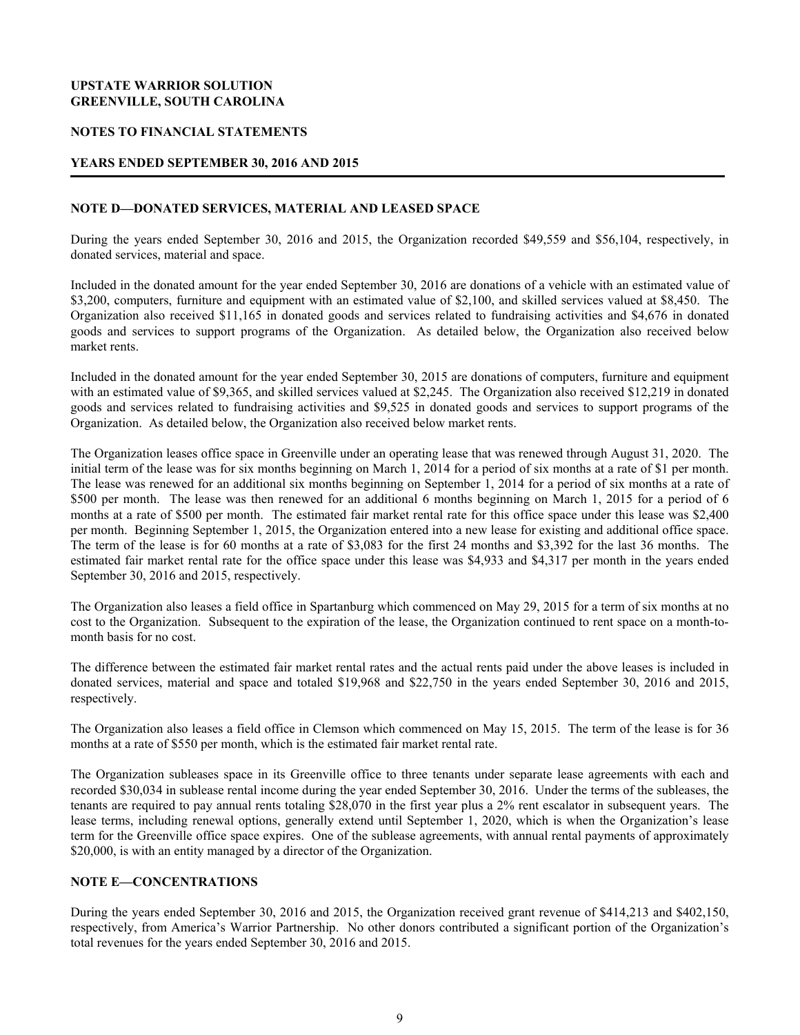## NOTE D—DONATED SERVICES, MATERIAL AND LEASED SPACE

During the years ended September 30, 2016 and 2015, the Organization recorded $49,559 and $56,104, respectively, in donated services, material and space.

Included in the donated amount for the year ended September 30, 2016 are donations of a vehicle with an estimated value of $3,200, computers, furniture and equipment with an estimated value of $2,100, and skilled services valued at $8,450. The Organization also received $11,165 in donated goods and services related to fundraising activities and $4,676 in donated goods and services to support programs of the Organization. As detailed below, the Organization also received below market rents.

Included in the donated amount for the year ended September 30, 2015 are donations of computers, furniture and equipment with an estimated value of $9,365, and skilled services valued at $2,245. The Organization also received $12,219 in donated goods and services related to fundraising activities and $9,525 in donated goods and services to support programs of the Organization. As detailed below, the Organization also received below market rents.

The Organization leases office space in Greenville under an operating lease that was renewed through August 31, 2020. The initial term of the lease was for six months beginning on March 1, 2014 for a period of six months at a rate of $1 per month. The lease was renewed for an additional six months beginning on September 1, 2014 for a period of six months at a rate of $500 per month. The lease was then renewed for an additional 6 months beginning on March 1, 2015 for a period of 6 months at a rate of $500 per month. The estimated fair market rental rate for this office space under this lease was $2,400 per month. Beginning September 1, 2015, the Organization entered into a new lease for existing and additional office space. The term of the lease is for 60 months at a rate of $3,083 for the first 24 months and $3,392 for the last 36 months. The estimated fair market rental rate for the office space under this lease was $4,933 and $4,317 per month in the years ended September 30, 2016 and 2015, respectively.

The Organization also leases a field office in Spartanburg which commenced on May 29, 2015 for a term of six months at no cost to the Organization. Subsequent to the expiration of the lease, the Organization continued to rent space on a month-to-month basis for no cost.

The difference between the estimated fair market rental rates and the actual rents paid under the above leases is included in donated services, material and space and totaled $19,968 and $22,750 in the years ended September 30, 2016 and 2015, respectively.

The Organization also leases a field office in Clemson which commenced on May 15, 2015. The term of the lease is for 36 months at a rate of $550 per month, which is the estimated fair market rental rate.

The Organization subleases space in its Greenville office to three tenants under separate lease agreements with each and recorded $30,034 in sublease rental income during the year ended September 30, 2016. Under the terms of the subleases, the tenants are required to pay annual rents totaling $28,070 in the first year plus a 2% rent escalator in subsequent years. The lease terms, including renewal options, generally extend until September 1, 2020, which is when the Organization's lease term for the Greenville office space expires. One of the sublease agreements, with annual rental payments of approximately $20,000, is with an entity managed by a director of the Organization.

## NOTE E—CONCENTRATIONS

During the years ended September 30, 2016 and 2015, the Organization received grant revenue of $414,213 and $402,150, respectively, from America's Warrior Partnership. No other donors contributed a significant portion of the Organization's total revenues for the years ended September 30, 2016 and 2015.